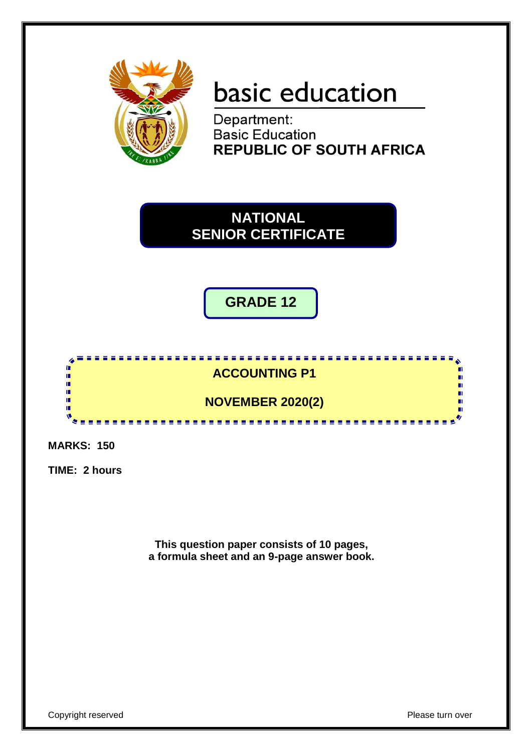basic education

Department:
Basic Education
**REPUBLIC OF SOUTH AFRICA**

# NATIONAL SENIOR CERTIFICATE

## GRADE 12

## ACCOUNTING P1

## NOVEMBER 2020(2)

**MARKS: 150**

**TIME: 2 hours**

**This question paper consists of 10 pages, a formula sheet and an 9-page answer book.**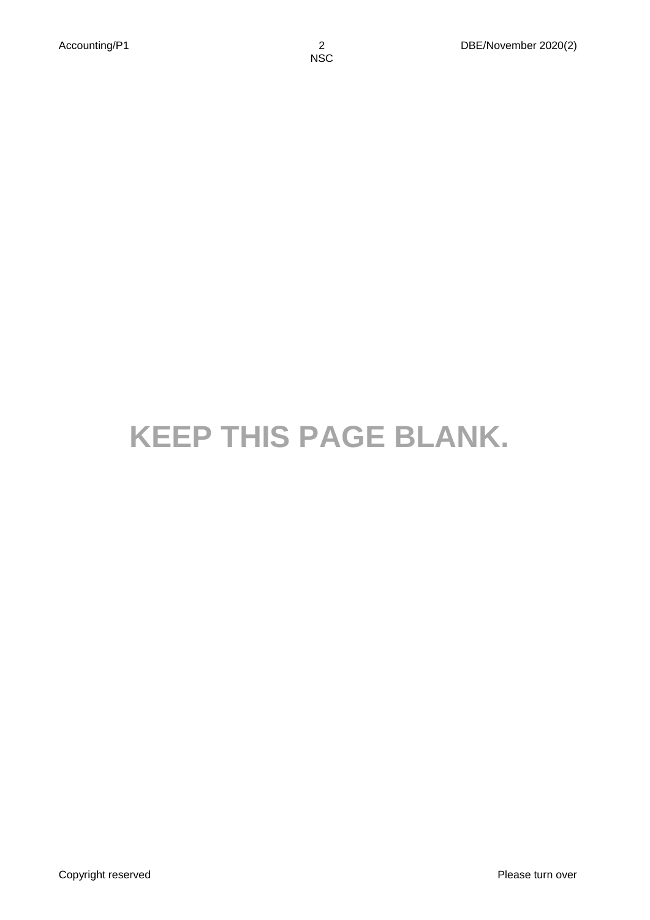**KEEP THIS PAGE BLANK.**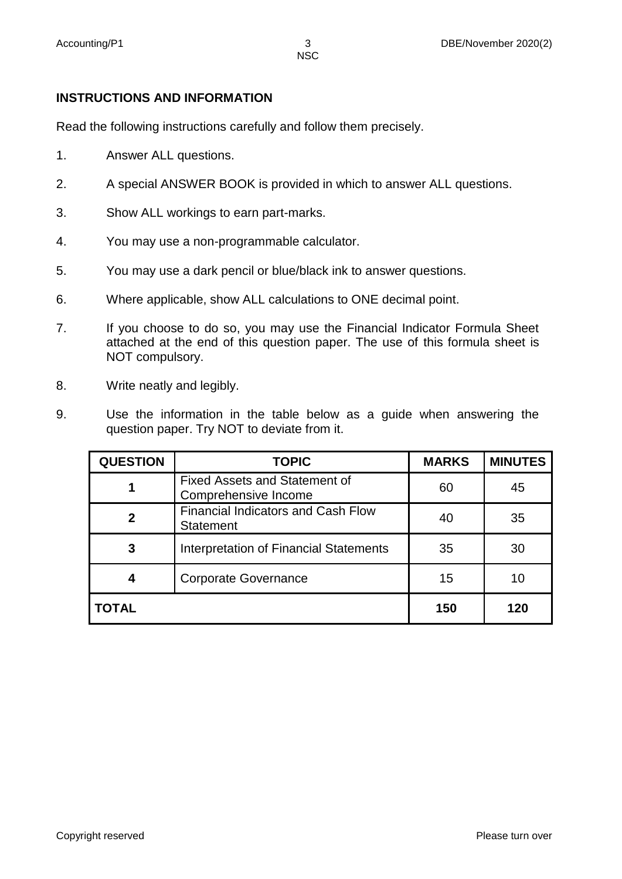## INSTRUCTIONS AND INFORMATION

Read the following instructions carefully and follow them precisely.

1. Answer ALL questions.

2. A special ANSWER BOOK is provided in which to answer ALL questions.

3. Show ALL workings to earn part-marks.

4. You may use a non-programmable calculator.

5. You may use a dark pencil or blue/black ink to answer questions.

6. Where applicable, show ALL calculations to ONE decimal point.

7. If you choose to do so, you may use the Financial Indicator Formula Sheet attached at the end of this question paper. The use of this formula sheet is NOT compulsory.

8. Write neatly and legibly.

9. Use the information in the table below as a guide when answering the question paper. Try NOT to deviate from it.

| QUESTION | TOPIC | MARKS | MINUTES |
|---|---|---|---|
| 1 | Fixed Assets and Statement of Comprehensive Income | 60 | 45 |
| 2 | Financial Indicators and Cash Flow Statement | 40 | 35 |
| 3 | Interpretation of Financial Statements | 35 | 30 |
| 4 | Corporate Governance | 15 | 10 |
| TOTAL | | 150 | 120 |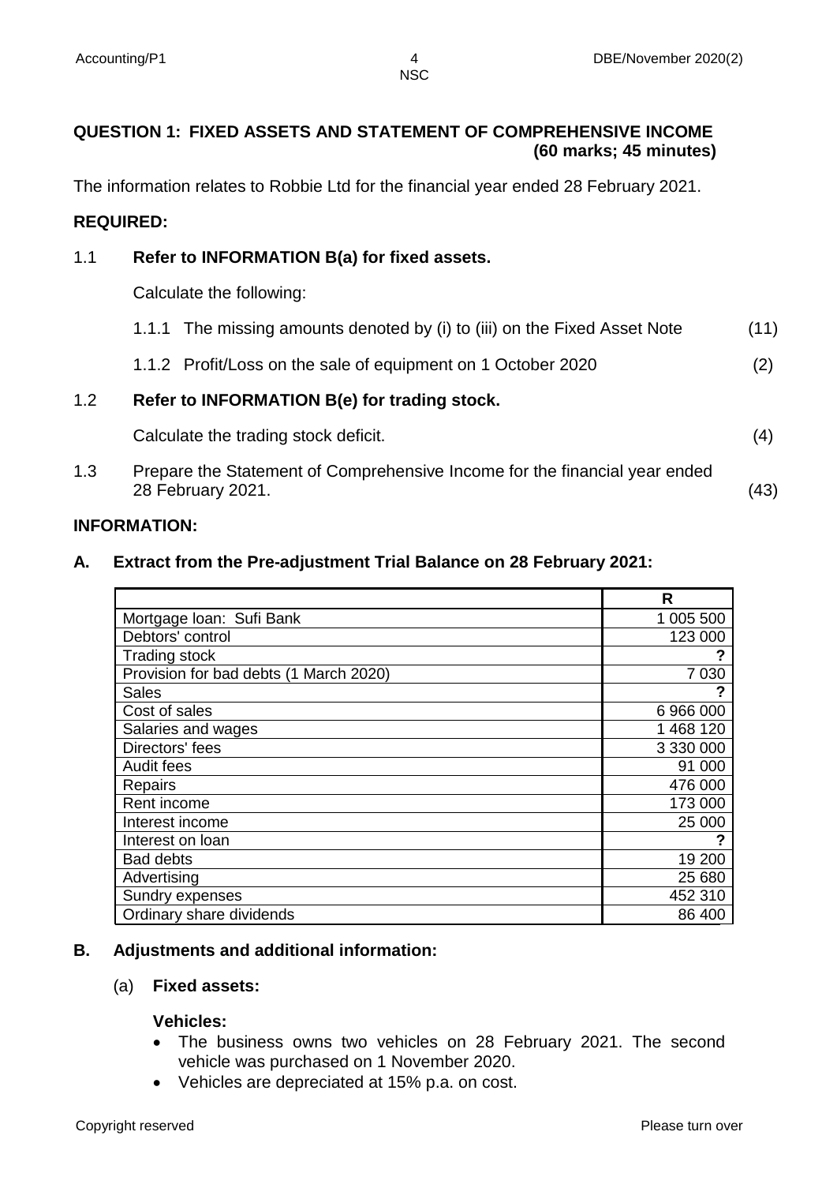## QUESTION 1: FIXED ASSETS AND STATEMENT OF COMPREHENSIVE INCOME (60 marks; 45 minutes)

The information relates to Robbie Ltd for the financial year ended 28 February 2021.

### REQUIRED:

**1.1 Refer to INFORMATION B(a) for fixed assets.**

Calculate the following:

1.1.1 The missing amounts denoted by (i) to (iii) on the Fixed Asset Note (11)

1.1.2 Profit/Loss on the sale of equipment on 1 October 2020 (2)

**1.2 Refer to INFORMATION B(e) for trading stock.**

Calculate the trading stock deficit. (4)

1.3 Prepare the Statement of Comprehensive Income for the financial year ended 28 February 2021. (43)

### INFORMATION:

**A. Extract from the Pre-adjustment Trial Balance on 28 February 2021:**

| | R |
|---|---|
| Mortgage loan: Sufi Bank | 1 005 500 |
| Debtors' control | 123 000 |
| Trading stock | ? |
| Provision for bad debts (1 March 2020) | 7 030 |
| Sales | ? |
| Cost of sales | 6 966 000 |
| Salaries and wages | 1 468 120 |
| Directors' fees | 3 330 000 |
| Audit fees | 91 000 |
| Repairs | 476 000 |
| Rent income | 173 000 |
| Interest income | 25 000 |
| Interest on loan | ? |
| Bad debts | 19 200 |
| Advertising | 25 680 |
| Sundry expenses | 452 310 |
| Ordinary share dividends | 86 400 |

**B. Adjustments and additional information:**

(a) **Fixed assets:**

**Vehicles:**

- The business owns two vehicles on 28 February 2021. The second vehicle was purchased on 1 November 2020.
- Vehicles are depreciated at 15% p.a. on cost.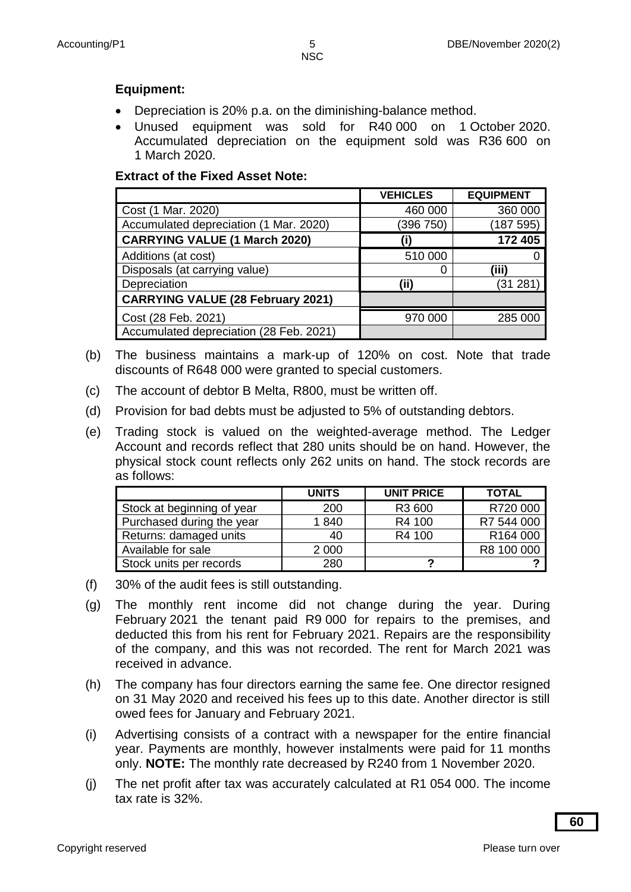**Equipment:**

- Depreciation is 20% p.a. on the diminishing-balance method.
- Unused equipment was sold for R40 000 on 1 October 2020. Accumulated depreciation on the equipment sold was R36 600 on 1 March 2020.

**Extract of the Fixed Asset Note:**

| | VEHICLES | EQUIPMENT |
|---|---|---|
| Cost (1 Mar. 2020) | 460 000 | 360 000 |
| Accumulated depreciation (1 Mar. 2020) | (396 750) | (187 595) |
| **CARRYING VALUE (1 March 2020)** | **(i)** | **172 405** |
| Additions (at cost) | 510 000 | 0 |
| Disposals (at carrying value) | 0 | **(iii)** |
| Depreciation | **(ii)** | (31 281) |
| **CARRYING VALUE (28 February 2021)** | | |
| Cost (28 Feb. 2021) | 970 000 | 285 000 |
| Accumulated depreciation (28 Feb. 2021) | | |

(b) The business maintains a mark-up of 120% on cost. Note that trade discounts of R648 000 were granted to special customers.

(c) The account of debtor B Melta, R800, must be written off.

(d) Provision for bad debts must be adjusted to 5% of outstanding debtors.

(e) Trading stock is valued on the weighted-average method. The Ledger Account and records reflect that 280 units should be on hand. However, the physical stock count reflects only 262 units on hand. The stock records are as follows:

| | UNITS | UNIT PRICE | TOTAL |
|---|---|---|---|
| Stock at beginning of year | 200 | R3 600 | R720 000 |
| Purchased during the year | 1 840 | R4 100 | R7 544 000 |
| Returns: damaged units | 40 | R4 100 | R164 000 |
| Available for sale | 2 000 | | R8 100 000 |
| Stock units per records | 280 | **?** | **?** |

(f) 30% of the audit fees is still outstanding.

(g) The monthly rent income did not change during the year. During February 2021 the tenant paid R9 000 for repairs to the premises, and deducted this from his rent for February 2021. Repairs are the responsibility of the company, and this was not recorded. The rent for March 2021 was received in advance.

(h) The company has four directors earning the same fee. One director resigned on 31 May 2020 and received his fees up to this date. Another director is still owed fees for January and February 2021.

(i) Advertising consists of a contract with a newspaper for the entire financial year. Payments are monthly, however instalments were paid for 11 months only. **NOTE:** The monthly rate decreased by R240 from 1 November 2020.

(j) The net profit after tax was accurately calculated at R1 054 000. The income tax rate is 32%.

**60**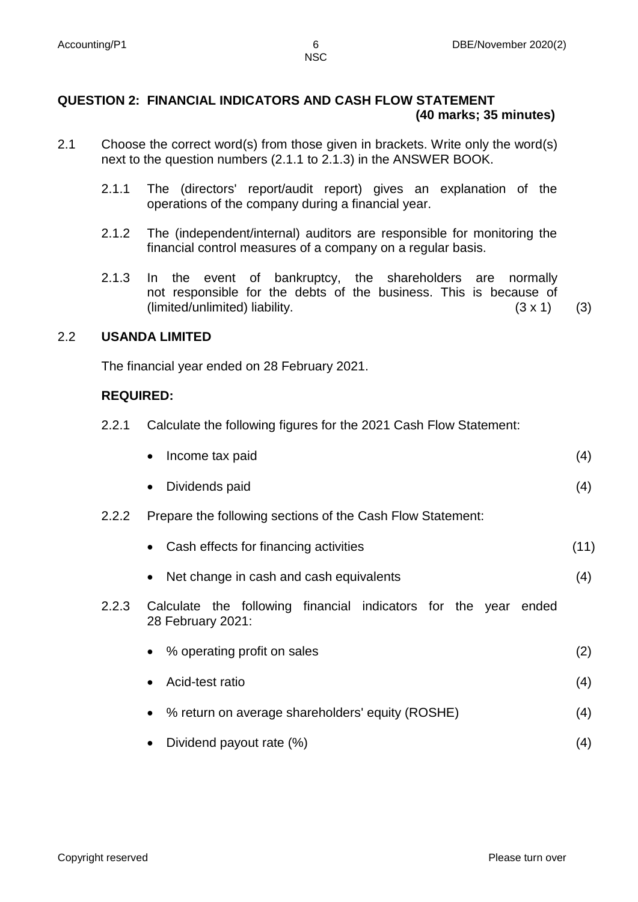## QUESTION 2: FINANCIAL INDICATORS AND CASH FLOW STATEMENT (40 marks; 35 minutes)

2.1 Choose the correct word(s) from those given in brackets. Write only the word(s) next to the question numbers (2.1.1 to 2.1.3) in the ANSWER BOOK.

2.1.1 The (directors' report/audit report) gives an explanation of the operations of the company during a financial year.

2.1.2 The (independent/internal) auditors are responsible for monitoring the financial control measures of a company on a regular basis.

2.1.3 In the event of bankruptcy, the shareholders are normally not responsible for the debts of the business. This is because of (limited/unlimited) liability. (3 x 1) (3)

2.2 **USANDA LIMITED**

The financial year ended on 28 February 2021.

**REQUIRED:**

2.2.1 Calculate the following figures for the 2021 Cash Flow Statement:

- Income tax paid (4)
- Dividends paid (4)

2.2.2 Prepare the following sections of the Cash Flow Statement:

- Cash effects for financing activities (11)
- Net change in cash and cash equivalents (4)

2.2.3 Calculate the following financial indicators for the year ended 28 February 2021:

- % operating profit on sales (2)
- Acid-test ratio (4)
- % return on average shareholders' equity (ROSHE) (4)
- Dividend payout rate (%) (4)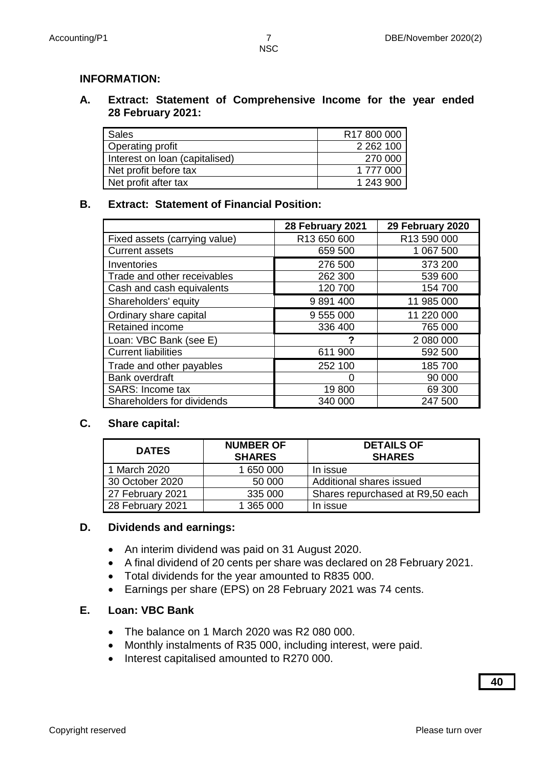## INFORMATION:

### A. Extract: Statement of Comprehensive Income for the year ended 28 February 2021:

| | |
|---|---|
| Sales | R17 800 000 |
| Operating profit | 2 262 100 |
| Interest on loan (capitalised) | 270 000 |
| Net profit before tax | 1 777 000 |
| Net profit after tax | 1 243 900 |

### B. Extract: Statement of Financial Position:

| | 28 February 2021 | 29 February 2020 |
|---|---|---|
| Fixed assets (carrying value) | R13 650 600 | R13 590 000 |
| Current assets | 659 500 | 1 067 500 |
| Inventories | 276 500 | 373 200 |
| Trade and other receivables | 262 300 | 539 600 |
| Cash and cash equivalents | 120 700 | 154 700 |
| Shareholders' equity | 9 891 400 | 11 985 000 |
| Ordinary share capital | 9 555 000 | 11 220 000 |
| Retained income | 336 400 | 765 000 |
| Loan: VBC Bank (see E) | **?** | 2 080 000 |
| Current liabilities | 611 900 | 592 500 |
| Trade and other payables | 252 100 | 185 700 |
| Bank overdraft | 0 | 90 000 |
| SARS: Income tax | 19 800 | 69 300 |
| Shareholders for dividends | 340 000 | 247 500 |

### C. Share capital:

| DATES | NUMBER OF SHARES | DETAILS OF SHARES |
|---|---|---|
| 1 March 2020 | 1 650 000 | In issue |
| 30 October 2020 | 50 000 | Additional shares issued |
| 27 February 2021 | 335 000 | Shares repurchased at R9,50 each |
| 28 February 2021 | 1 365 000 | In issue |

### D. Dividends and earnings:

- An interim dividend was paid on 31 August 2020.
- A final dividend of 20 cents per share was declared on 28 February 2021.
- Total dividends for the year amounted to R835 000.
- Earnings per share (EPS) on 28 February 2021 was 74 cents.

### E. Loan: VBC Bank

- The balance on 1 March 2020 was R2 080 000.
- Monthly instalments of R35 000, including interest, were paid.
- Interest capitalised amounted to R270 000.

**40**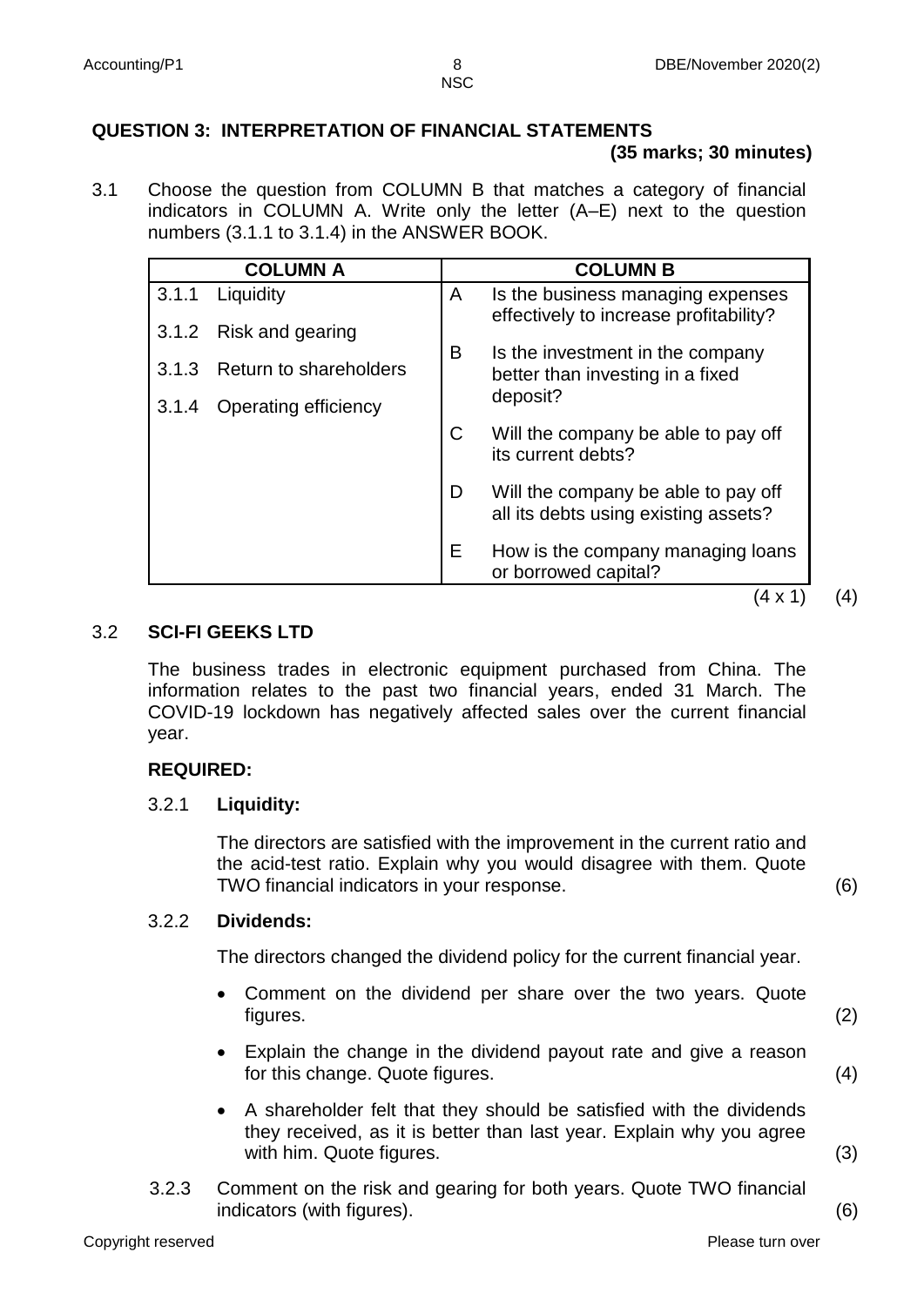## QUESTION 3: INTERPRETATION OF FINANCIAL STATEMENTS

**(35 marks; 30 minutes)**

3.1 Choose the question from COLUMN B that matches a category of financial indicators in COLUMN A. Write only the letter (A–E) next to the question numbers (3.1.1 to 3.1.4) in the ANSWER BOOK.

| COLUMN A | | COLUMN B | |
|---|---|---|---|
| 3.1.1 | Liquidity | A | Is the business managing expenses effectively to increase profitability? |
| 3.1.2 | Risk and gearing | B | Is the investment in the company better than investing in a fixed deposit? |
| 3.1.3 | Return to shareholders | C | Will the company be able to pay off its current debts? |
| 3.1.4 | Operating efficiency | D | Will the company be able to pay off all its debts using existing assets? |
| | | E | How is the company managing loans or borrowed capital? |

(4 x 1) (4)

### 3.2 SCI-FI GEEKS LTD

The business trades in electronic equipment purchased from China. The information relates to the past two financial years, ended 31 March. The COVID-19 lockdown has negatively affected sales over the current financial year.

**REQUIRED:**

3.2.1 **Liquidity:**

The directors are satisfied with the improvement in the current ratio and the acid-test ratio. Explain why you would disagree with them. Quote TWO financial indicators in your response. (6)

3.2.2 **Dividends:**

The directors changed the dividend policy for the current financial year.

- Comment on the dividend per share over the two years. Quote figures. (2)
- Explain the change in the dividend payout rate and give a reason for this change. Quote figures. (4)
- A shareholder felt that they should be satisfied with the dividends they received, as it is better than last year. Explain why you agree with him. Quote figures. (3)

3.2.3 Comment on the risk and gearing for both years. Quote TWO financial indicators (with figures). (6)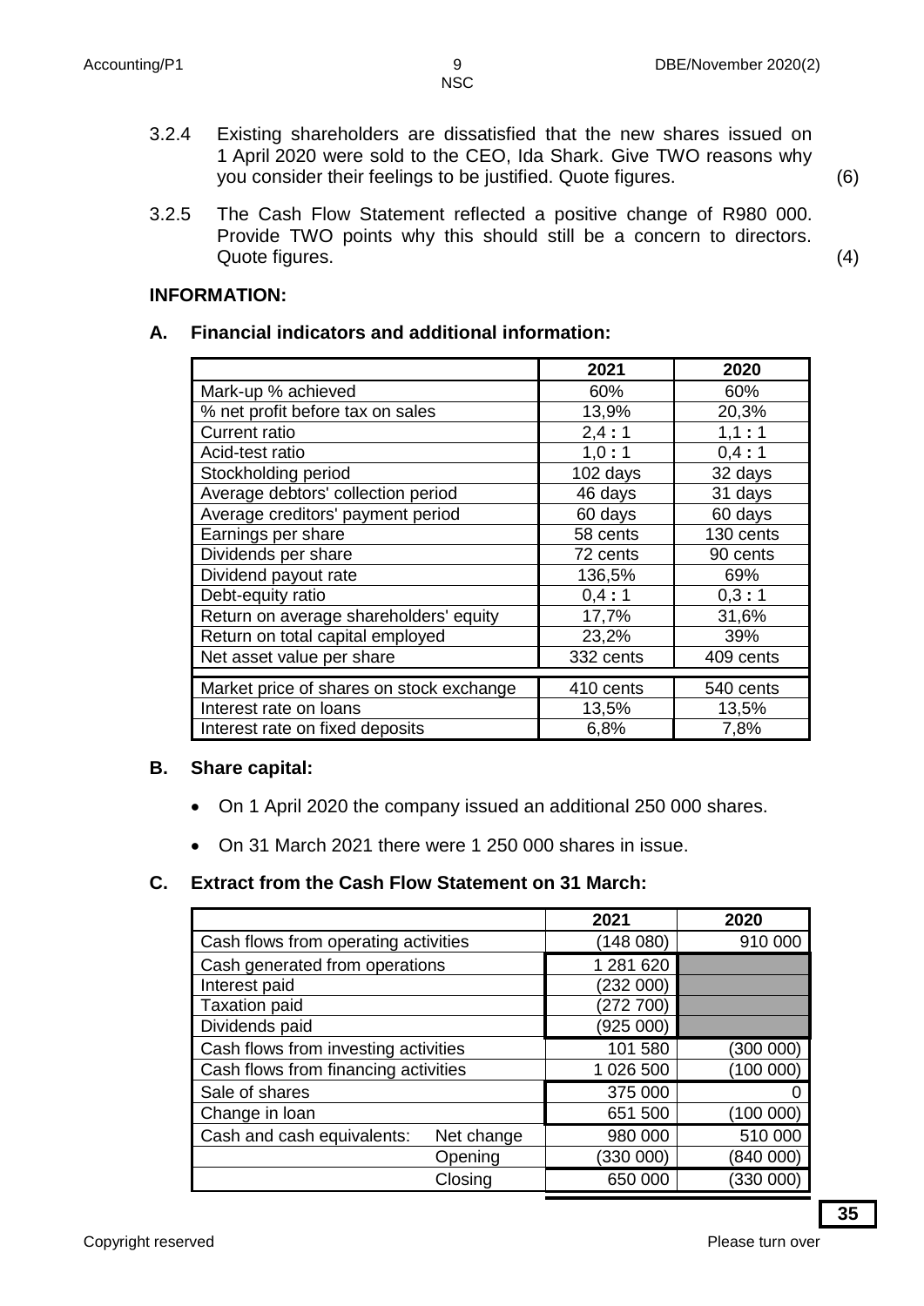3.2.4 Existing shareholders are dissatisfied that the new shares issued on 1 April 2020 were sold to the CEO, Ida Shark. Give TWO reasons why you consider their feelings to be justified. Quote figures. (6)

3.2.5 The Cash Flow Statement reflected a positive change of R980 000. Provide TWO points why this should still be a concern to directors. Quote figures. (4)

**INFORMATION:**

**A. Financial indicators and additional information:**

| | 2021 | 2020 |
|---|---|---|
| Mark-up % achieved | 60% | 60% |
| % net profit before tax on sales | 13,9% | 20,3% |
| Current ratio | 2,4 **:** 1 | 1,1 **:** 1 |
| Acid-test ratio | 1,0 **:** 1 | 0,4 **:** 1 |
| Stockholding period | 102 days | 32 days |
| Average debtors' collection period | 46 days | 31 days |
| Average creditors' payment period | 60 days | 60 days |
| Earnings per share | 58 cents | 130 cents |
| Dividends per share | 72 cents | 90 cents |
| Dividend payout rate | 136,5% | 69% |
| Debt-equity ratio | 0,4 **:** 1 | 0,3 **:** 1 |
| Return on average shareholders' equity | 17,7% | 31,6% |
| Return on total capital employed | 23,2% | 39% |
| Net asset value per share | 332 cents | 409 cents |
| Market price of shares on stock exchange | 410 cents | 540 cents |
| Interest rate on loans | 13,5% | 13,5% |
| Interest rate on fixed deposits | 6,8% | 7,8% |

**B. Share capital:**

- On 1 April 2020 the company issued an additional 250 000 shares.
- On 31 March 2021 there were 1 250 000 shares in issue.

**C. Extract from the Cash Flow Statement on 31 March:**

| | | 2021 | 2020 |
|---|---|---|---|
| Cash flows from operating activities | | (148 080) | 910 000 |
| Cash generated from operations | | 1 281 620 | |
| Interest paid | | (232 000) | |
| Taxation paid | | (272 700) | |
| Dividends paid | | (925 000) | |
| Cash flows from investing activities | | 101 580 | (300 000) |
| Cash flows from financing activities | | 1 026 500 | (100 000) |
| Sale of shares | | 375 000 | 0 |
| Change in loan | | 651 500 | (100 000) |
| Cash and cash equivalents: | Net change | 980 000 | 510 000 |
| | Opening | (330 000) | (840 000) |
| | Closing | 650 000 | (330 000) |

**35**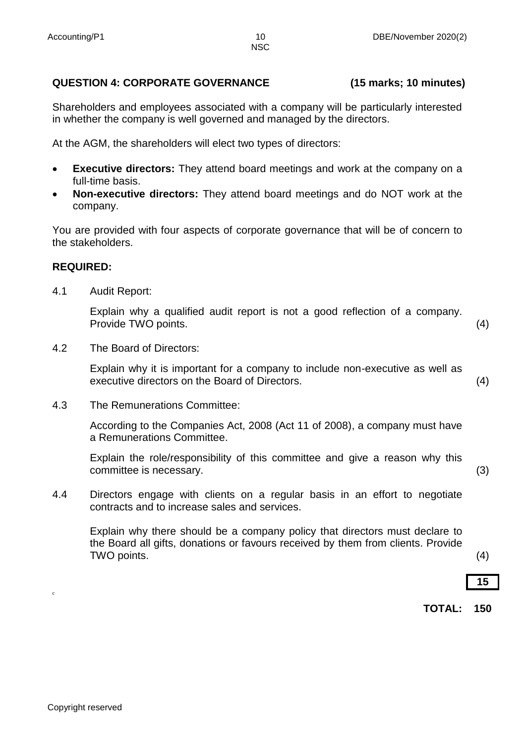## QUESTION 4: CORPORATE GOVERNANCE (15 marks; 10 minutes)

Shareholders and employees associated with a company will be particularly interested in whether the company is well governed and managed by the directors.

At the AGM, the shareholders will elect two types of directors:

- **Executive directors:** They attend board meetings and work at the company on a full-time basis.
- **Non-executive directors:** They attend board meetings and do NOT work at the company.

You are provided with four aspects of corporate governance that will be of concern to the stakeholders.

**REQUIRED:**

4.1 Audit Report:

Explain why a qualified audit report is not a good reflection of a company. Provide TWO points. (4)

4.2 The Board of Directors:

Explain why it is important for a company to include non-executive as well as executive directors on the Board of Directors. (4)

4.3 The Remunerations Committee:

According to the Companies Act, 2008 (Act 11 of 2008), a company must have a Remunerations Committee.

Explain the role/responsibility of this committee and give a reason why this committee is necessary. (3)

4.4 Directors engage with clients on a regular basis in an effort to negotiate contracts and to increase sales and services.

Explain why there should be a company policy that directors must declare to the Board all gifts, donations or favours received by them from clients. Provide TWO points. (4)

**15**

**TOTAL: 150**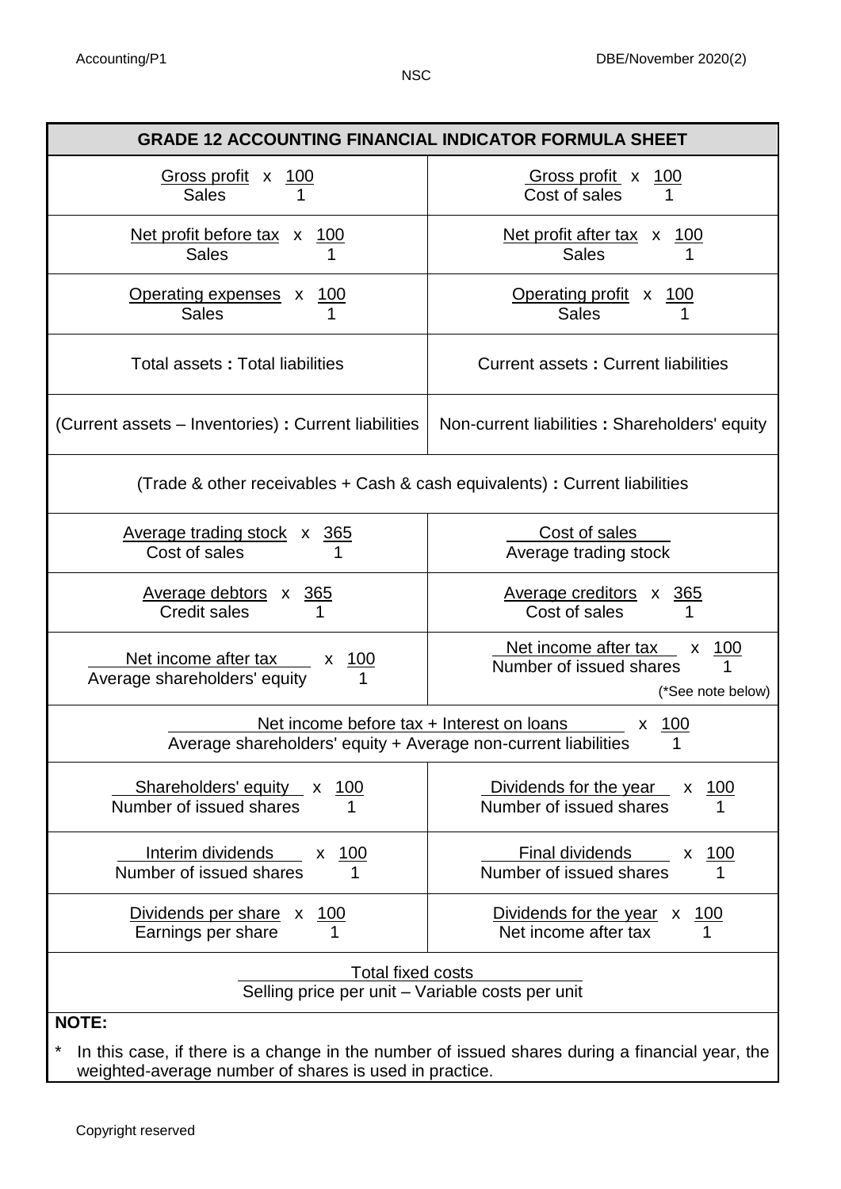| GRADE 12 ACCOUNTING FINANCIAL INDICATOR FORMULA SHEET | |
|---|---|
| $\frac{\text{Gross profit}}{\text{Sales}} \times \frac{100}{1}$ | $\frac{\text{Gross profit}}{\text{Cost of sales}} \times \frac{100}{1}$ |
| $\frac{\text{Net profit before tax}}{\text{Sales}} \times \frac{100}{1}$ | $\frac{\text{Net profit after tax}}{\text{Sales}} \times \frac{100}{1}$ |
| $\frac{\text{Operating expenses}}{\text{Sales}} \times \frac{100}{1}$ | $\frac{\text{Operating profit}}{\text{Sales}} \times \frac{100}{1}$ |
| Total assets **:** Total liabilities | Current assets **:** Current liabilities |
| (Current assets – Inventories) **:** Current liabilities | Non-current liabilities **:** Shareholders' equity |
| (Trade & other receivables + Cash & cash equivalents) **:** Current liabilities | |
| $\frac{\text{Average trading stock}}{\text{Cost of sales}} \times \frac{365}{1}$ | $\frac{\text{Cost of sales}}{\text{Average trading stock}}$ |
| $\frac{\text{Average debtors}}{\text{Credit sales}} \times \frac{365}{1}$ | $\frac{\text{Average creditors}}{\text{Cost of sales}} \times \frac{365}{1}$ |
| $\frac{\text{Net income after tax}}{\text{Average shareholders' equity}} \times \frac{100}{1}$ | $\frac{\text{Net income after tax}}{\text{Number of issued shares}} \times \frac{100}{1}$ (*See note below) |
| $\frac{\text{Net income before tax + Interest on loans}}{\text{Average shareholders' equity + Average non-current liabilities}} \times \frac{100}{1}$ | |
| $\frac{\text{Shareholders' equity}}{\text{Number of issued shares}} \times \frac{100}{1}$ | $\frac{\text{Dividends for the year}}{\text{Number of issued shares}} \times \frac{100}{1}$ |
| $\frac{\text{Interim dividends}}{\text{Number of issued shares}} \times \frac{100}{1}$ | $\frac{\text{Final dividends}}{\text{Number of issued shares}} \times \frac{100}{1}$ |
| $\frac{\text{Dividends per share}}{\text{Earnings per share}} \times \frac{100}{1}$ | $\frac{\text{Dividends for the year}}{\text{Net income after tax}} \times \frac{100}{1}$ |
| $\frac{\text{Total fixed costs}}{\text{Selling price per unit – Variable costs per unit}}$ | |

**NOTE:**

\* In this case, if there is a change in the number of issued shares during a financial year, the weighted-average number of shares is used in practice.